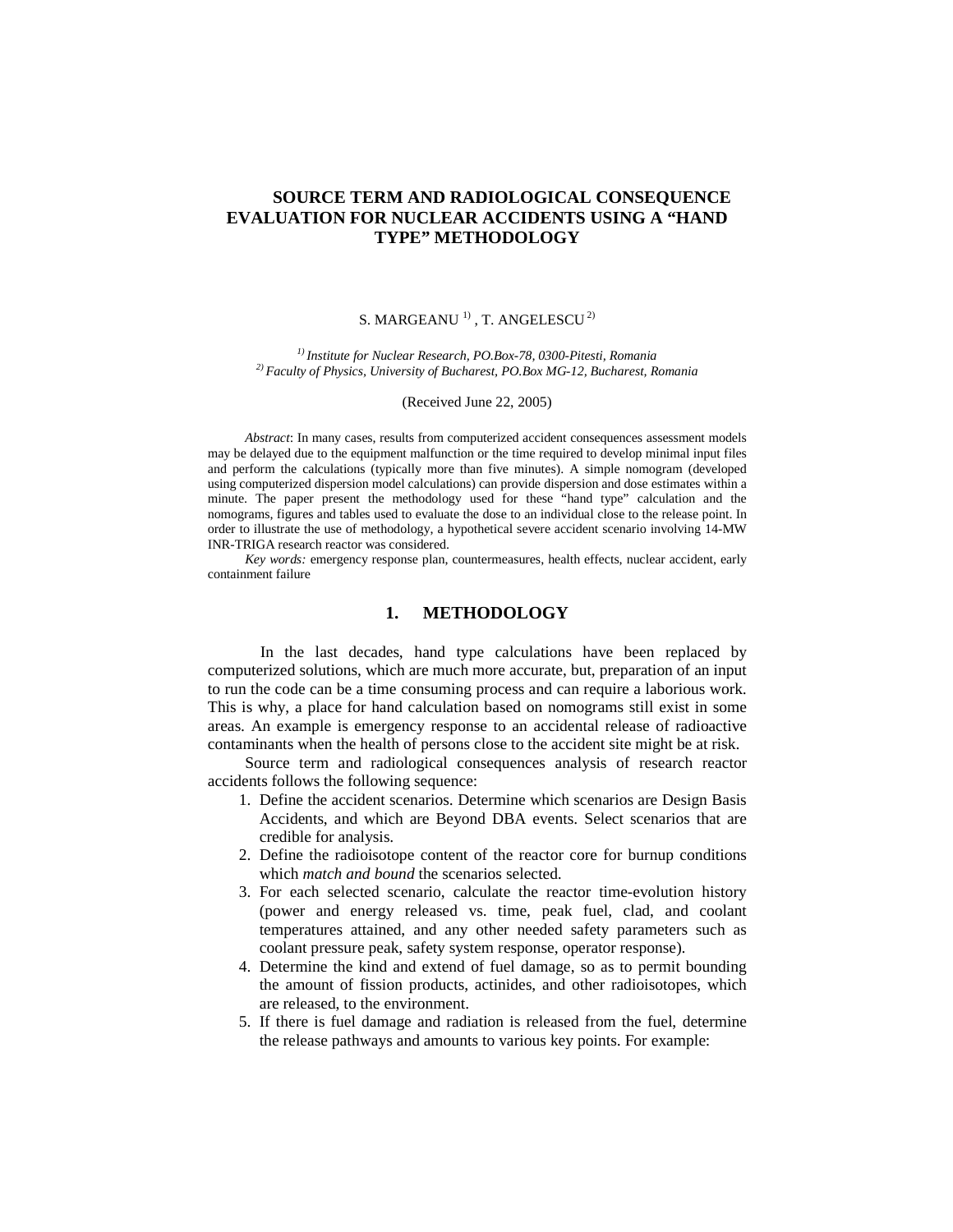# SOURCE TERM AND RADIOLOGICAL CONSEQUENCE EVALUATION FOR NUCLEAR ACCIDENTS USING A "HAND TYPE" METHODOLOGY

S. MARGEANU [1) ], T. ANGELESCU [2)]

[1)] *Institute for Nuclear Research, PO.Box-78, 0300-Pitesti, Romania*
[2)] *Faculty of Physics, University of Bucharest, PO.Box MG-12, Bucharest, Romania*

(Received June 22, 2005)

*Abstract*: In many cases, results from computerized accident consequences assessment models may be delayed due to the equipment malfunction or the time required to develop minimal input files and perform the calculations (typically more than five minutes). A simple nomogram (developed using computerized dispersion model calculations) can provide dispersion and dose estimates within a minute. The paper present the methodology used for these "hand type" calculation and the nomograms, figures and tables used to evaluate the dose to an individual close to the release point. In order to illustrate the use of methodology, a hypothetical severe accident scenario involving 14-MW INR-TRIGA research reactor was considered.

*Key words:* emergency response plan, countermeasures, health effects, nuclear accident, early containment failure

## 1. METHODOLOGY

In the last decades, hand type calculations have been replaced by computerized solutions, which are much more accurate, but, preparation of an input to run the code can be a time consuming process and can require a laborious work. This is why, a place for hand calculation based on nomograms still exist in some areas. An example is emergency response to an accidental release of radioactive contaminants when the health of persons close to the accident site might be at risk.

Source term and radiological consequences analysis of research reactor accidents follows the following sequence:

1. Define the accident scenarios. Determine which scenarios are Design Basis Accidents, and which are Beyond DBA events. Select scenarios that are credible for analysis.
2. Define the radioisotope content of the reactor core for burnup conditions which *match and bound* the scenarios selected.
3. For each selected scenario, calculate the reactor time-evolution history (power and energy released vs. time, peak fuel, clad, and coolant temperatures attained, and any other needed safety parameters such as coolant pressure peak, safety system response, operator response).
4. Determine the kind and extend of fuel damage, so as to permit bounding the amount of fission products, actinides, and other radioisotopes, which are released, to the environment.
5. If there is fuel damage and radiation is released from the fuel, determine the release pathways and amounts to various key points. For example: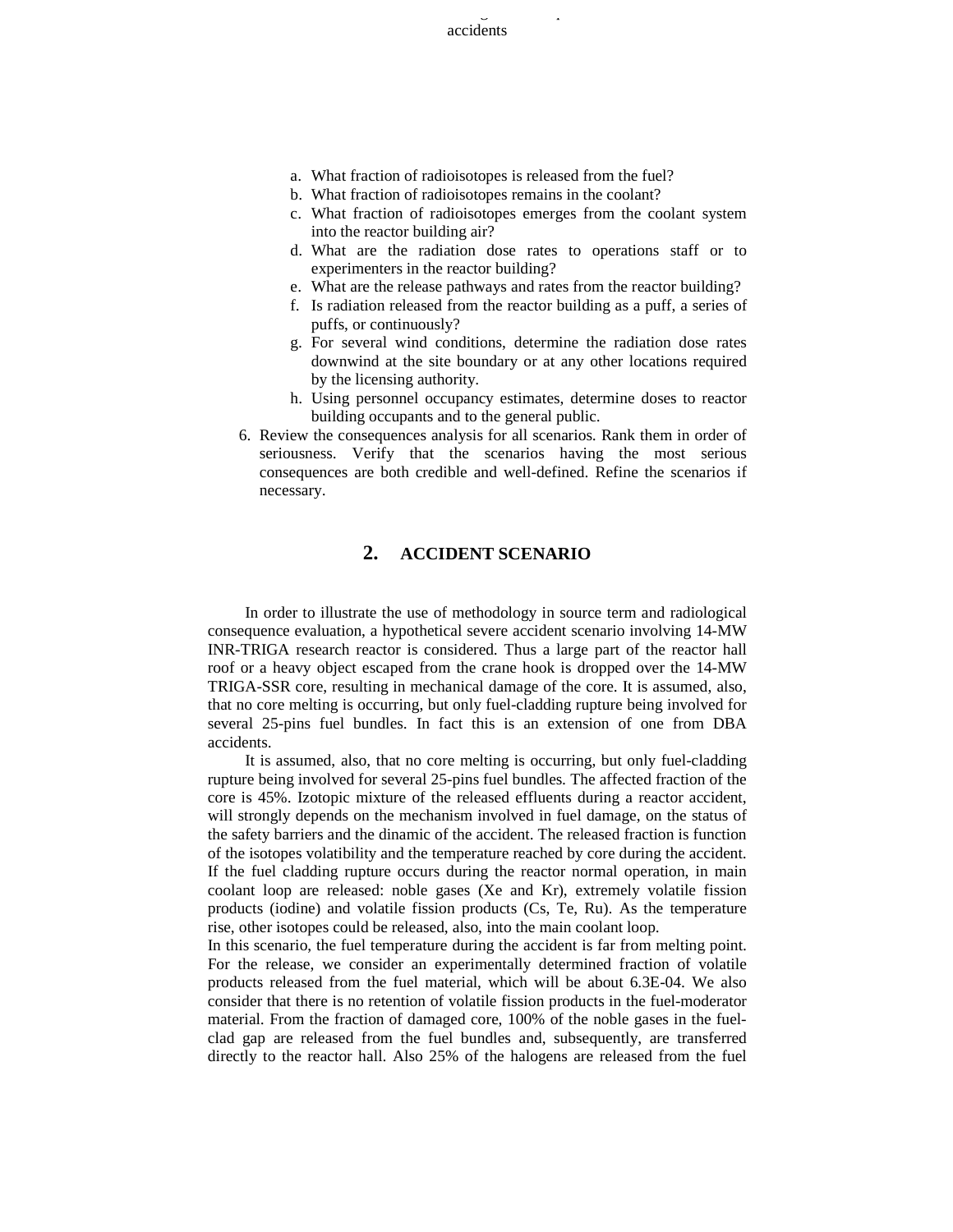a. What fraction of radioisotopes is released from the fuel?
b. What fraction of radioisotopes remains in the coolant?
c. What fraction of radioisotopes emerges from the coolant system into the reactor building air?
d. What are the radiation dose rates to operations staff or to experimenters in the reactor building?
e. What are the release pathways and rates from the reactor building?
f. Is radiation released from the reactor building as a puff, a series of puffs, or continuously?
g. For several wind conditions, determine the radiation dose rates downwind at the site boundary or at any other locations required by the licensing authority.
h. Using personnel occupancy estimates, determine doses to reactor building occupants and to the general public.

6. Review the consequences analysis for all scenarios. Rank them in order of seriousness. Verify that the scenarios having the most serious consequences are both credible and well-defined. Refine the scenarios if necessary.

## 2. ACCIDENT SCENARIO

In order to illustrate the use of methodology in source term and radiological consequence evaluation, a hypothetical severe accident scenario involving 14-MW INR-TRIGA research reactor is considered. Thus a large part of the reactor hall roof or a heavy object escaped from the crane hook is dropped over the 14-MW TRIGA-SSR core, resulting in mechanical damage of the core. It is assumed, also, that no core melting is occurring, but only fuel-cladding rupture being involved for several 25-pins fuel bundles. In fact this is an extension of one from DBA accidents.

It is assumed, also, that no core melting is occurring, but only fuel-cladding rupture being involved for several 25-pins fuel bundles. The affected fraction of the core is 45%. Izotopic mixture of the released effluents during a reactor accident, will strongly depends on the mechanism involved in fuel damage, on the status of the safety barriers and the dinamic of the accident. The released fraction is function of the isotopes volatibility and the temperature reached by core during the accident. If the fuel cladding rupture occurs during the reactor normal operation, in main coolant loop are released: noble gases (Xe and Kr), extremely volatile fission products (iodine) and volatile fission products (Cs, Te, Ru). As the temperature rise, other isotopes could be released, also, into the main coolant loop.

In this scenario, the fuel temperature during the accident is far from melting point. For the release, we consider an experimentally determined fraction of volatile products released from the fuel material, which will be about 6.3E-04. We also consider that there is no retention of volatile fission products in the fuel-moderator material. From the fraction of damaged core, 100% of the noble gases in the fuel-clad gap are released from the fuel bundles and, subsequently, are transferred directly to the reactor hall. Also 25% of the halogens are released from the fuel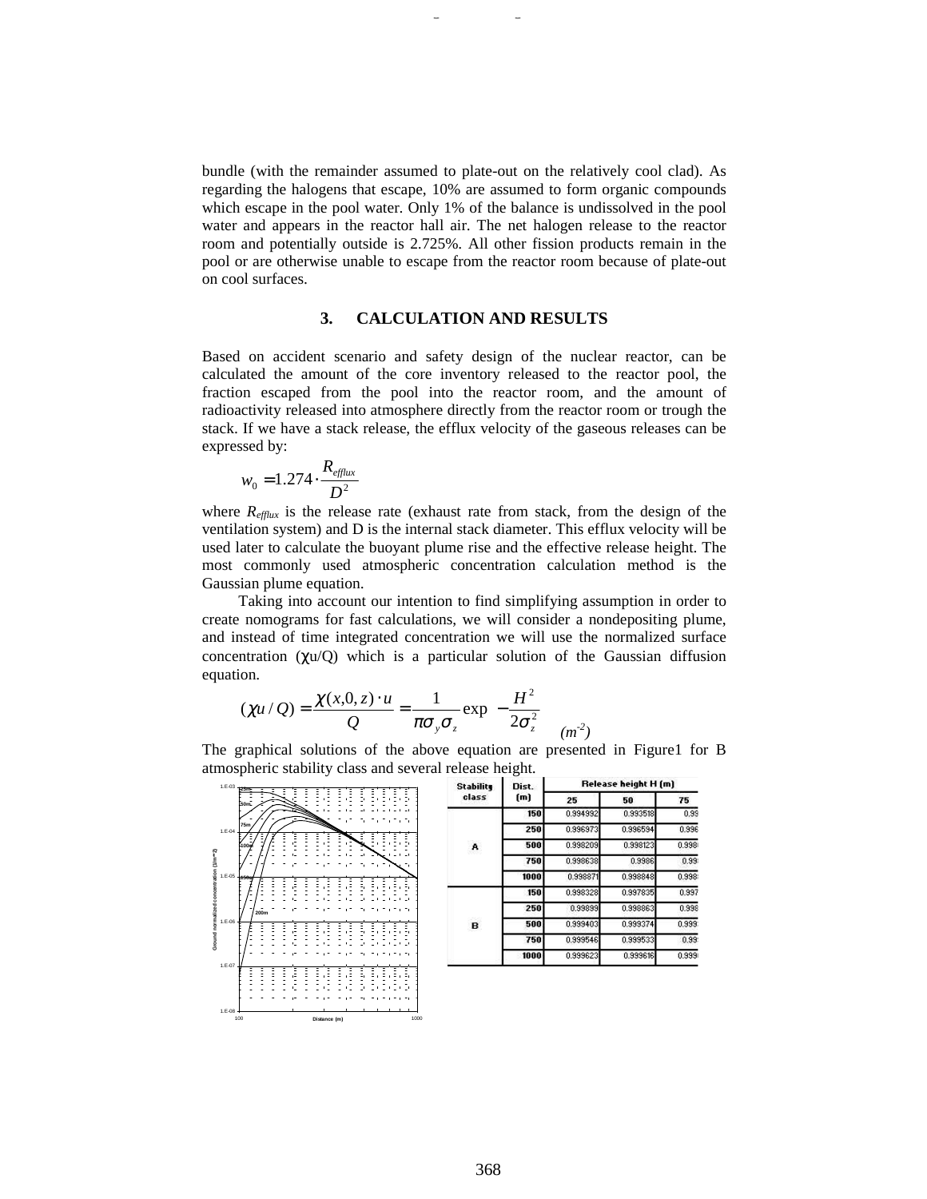bundle (with the remainder assumed to plate-out on the relatively cool clad). As regarding the halogens that escape, 10% are assumed to form organic compounds which escape in the pool water. Only 1% of the balance is undissolved in the pool water and appears in the reactor hall air. The net halogen release to the reactor room and potentially outside is 2.725%. All other fission products remain in the pool or are otherwise unable to escape from the reactor room because of plate-out on cool surfaces.

## 3. CALCULATION AND RESULTS

Based on accident scenario and safety design of the nuclear reactor, can be calculated the amount of the core inventory released to the reactor pool, the fraction escaped from the pool into the reactor room, and the amount of radioactivity released into atmosphere directly from the reactor room or trough the stack. If we have a stack release, the efflux velocity of the gaseous releases can be expressed by:

$$w_0 = 1.274 \cdot \frac{R_{efflux}}{D^2}$$

where $R_{efflux}$ is the release rate (exhaust rate from stack, from the design of the ventilation system) and D is the internal stack diameter. This efflux velocity will be used later to calculate the buoyant plume rise and the effective release height. The most commonly used atmospheric concentration calculation method is the Gaussian plume equation.

Taking into account our intention to find simplifying assumption in order to create nomograms for fast calculations, we will consider a nondepositing plume, and instead of time integrated concentration we will use the normalized surface concentration ($\chi u/Q$) which is a particular solution of the Gaussian diffusion equation.

$$(\chi u / Q) = \frac{\chi(x,0,z) \cdot u}{Q} = \frac{1}{\pi \sigma_y \sigma_z} \exp\left(-\frac{H^2}{2\sigma_z^2}\right) \quad (m^{-2})$$

The graphical solutions of the above equation are presented in Figure1 for B atmospheric stability class and several release height.

| Stability class | Dist. (m) | Release height H (m) | | |
|---|---|---|---|---|
| | | 25 | 50 | 75 |
| A | 150 | 0.994992 | 0.993518 | 0.99 |
| | 250 | 0.996973 | 0.996594 | 0.996 |
| | 500 | 0.998209 | 0.998123 | 0.998 |
| | 750 | 0.998638 | 0.9986 | 0.99 |
| | 1000 | 0.998871 | 0.998848 | 0.998 |
| B | 150 | 0.998328 | 0.997835 | 0.997 |
| | 250 | 0.99899 | 0.998863 | 0.998 |
| | 500 | 0.999403 | 0.999374 | 0.999 |
| | 750 | 0.999546 | 0.999533 | 0.99 |
| | 1000 | 0.999623 | 0.999616 | 0.999 |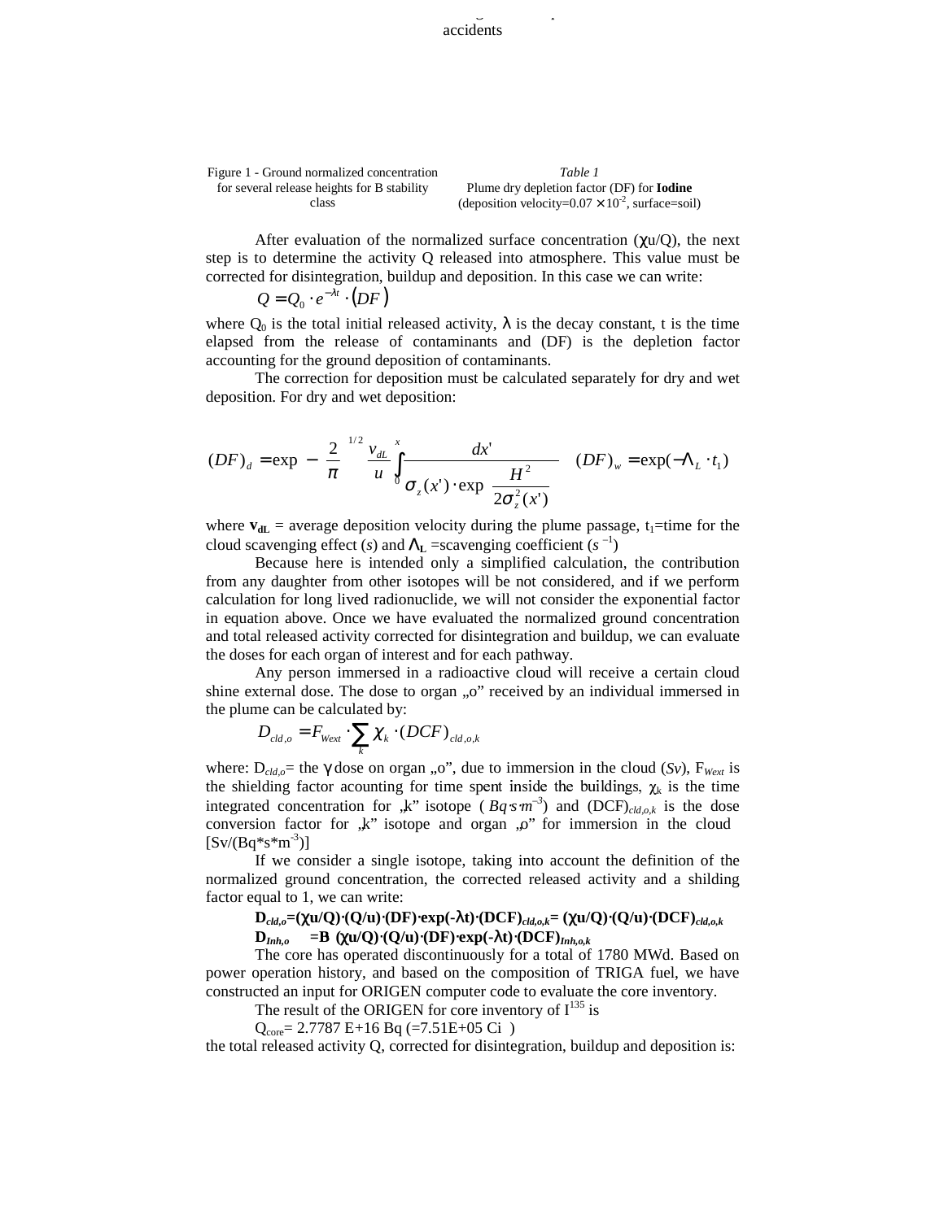Figure 1 - Ground normalized concentration for several release heights for B stability class

*Table 1*
Plume dry depletion factor (DF) for **Iodine** (deposition velocity=$0.07 \times 10^{-2}$, surface=soil)

After evaluation of the normalized surface concentration ($\chi$u/Q), the next step is to determine the activity Q released into atmosphere. This value must be corrected for disintegration, buildup and deposition. In this case we can write:

$$Q = Q_0 \cdot e^{-\lambda t} \cdot (DF)$$

where $Q_0$ is the total initial released activity, $\lambda$ is the decay constant, t is the time elapsed from the release of contaminants and (DF) is the depletion factor accounting for the ground deposition of contaminants.

The correction for deposition must be calculated separately for dry and wet deposition. For dry and wet deposition:

$$(DF)_d = \exp\left[-\left(\frac{2}{\pi}\right)^{1/2} \frac{v_{dL}}{u} \int_0^x \frac{dx'}{\sigma_z(x') \cdot \exp\left(\frac{H^2}{2\sigma_z^2(x')}\right)}\right] \quad (DF)_w = \exp(-\Lambda_L \cdot t_1)$$

where $\mathbf{v_{dL}}$ = average deposition velocity during the plume passage, $t_1$=time for the cloud scavenging effect (*s*) and $\mathbf{\Lambda_L}$ =scavenging coefficient ($s^{-1}$)

Because here is intended only a simplified calculation, the contribution from any daughter from other isotopes will be not considered, and if we perform calculation for long lived radionuclide, we will not consider the exponential factor in equation above. Once we have evaluated the normalized ground concentration and total released activity corrected for disintegration and buildup, we can evaluate the doses for each organ of interest and for each pathway.

Any person immersed in a radioactive cloud will receive a certain cloud shine external dose. The dose to organ „o" received by an individual immersed in the plume can be calculated by:

$$D_{cld,o} = F_{Wext} \cdot \sum_k \chi_k \cdot (DCF)_{cld,o,k}$$

where: $D_{cld,o}$= the $\gamma$ dose on organ „o", due to immersion in the cloud (*Sv*), $F_{Wext}$ is the shielding factor acounting for time spent inside the buildings, $\chi_k$ is the time integrated concentration for „k" isotope ($Bq \cdot s \cdot m^{-3}$) and $(DCF)_{cld,o,k}$ is the dose conversion factor for „k" isotope and organ „o" for immersion in the cloud [Sv/(Bq*s*m$^{-3}$)]

If we consider a single isotope, taking into account the definition of the normalized ground concentration, the corrected released activity and a shilding factor equal to 1, we can write:

$$\mathbf{D_{cld,o} = (\chi u/Q) \cdot (Q/u) \cdot (DF) \cdot \exp(-\lambda t) \cdot (DCF)_{cld,o,k} = (\chi u/Q) \cdot (Q/u) \cdot (DCF)_{cld,o,k}}$$

$$\mathbf{D_{Inh,o} = B\ (\chi u/Q) \cdot (Q/u) \cdot (DF) \cdot \exp(-\lambda t) \cdot (DCF)_{Inh,o,k}}$$

The core has operated discontinuously for a total of 1780 MWd. Based on power operation history, and based on the composition of TRIGA fuel, we have constructed an input for ORIGEN computer code to evaluate the core inventory.

The result of the ORIGEN for core inventory of $I^{135}$ is

$Q_{core}$= 2.7787 E+16 Bq (=7.51E+05 Ci )

the total released activity Q, corrected for disintegration, buildup and deposition is: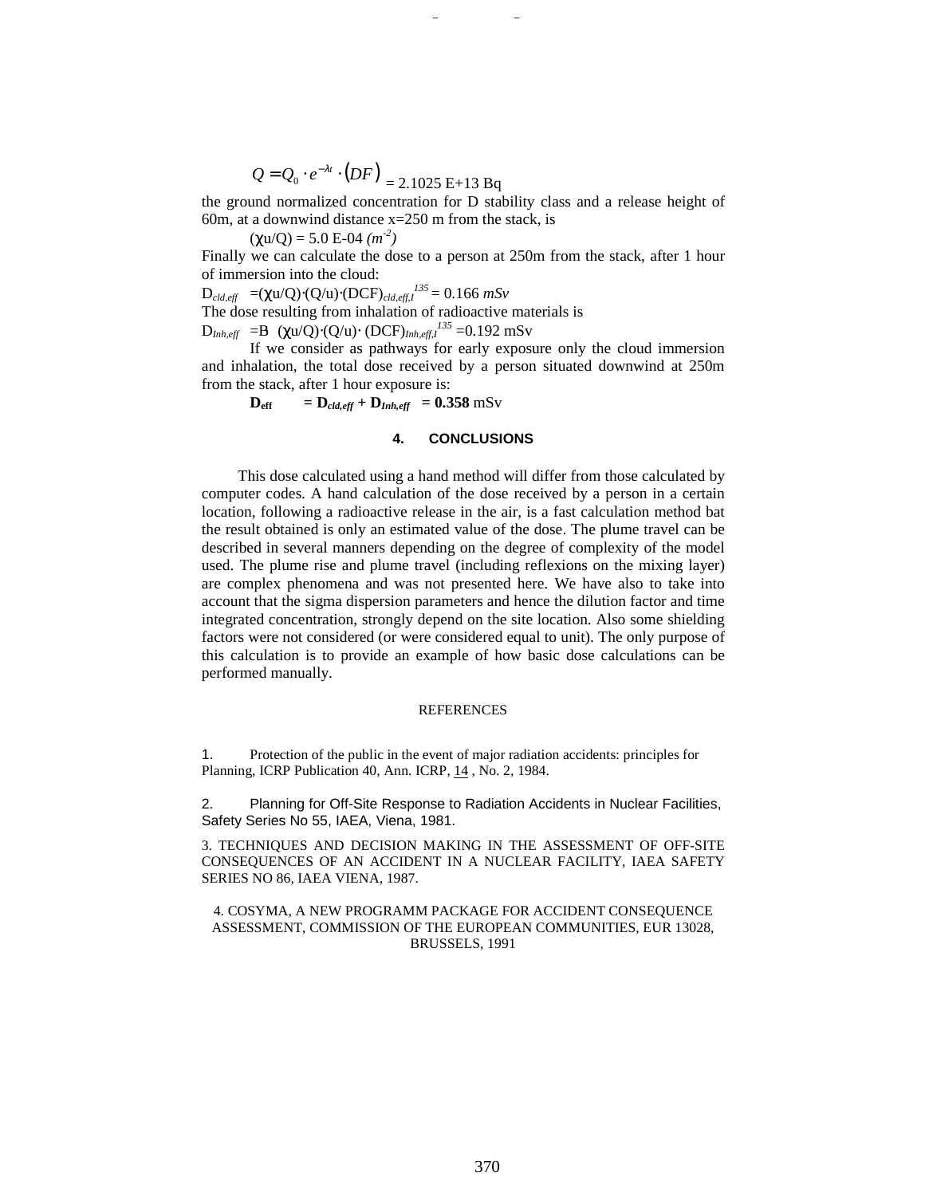$$Q = Q_0 \cdot e^{-\lambda t} \cdot (DF) = 2.1025 \text{ E+13 Bq}$$

the ground normalized concentration for D stability class and a release height of 60m, at a downwind distance x=250 m from the stack, is

$(\chi u/Q)$ = 5.0 E-04 *($m^{-2}$)*

Finally we can calculate the dose to a person at 250m from the stack, after 1 hour of immersion into the cloud:

$D_{cld,eff} = (\chi u/Q)\cdot(Q/u)\cdot(DCF)_{cld,eff,I}^{135}$ = 0.166 *mSv*

The dose resulting from inhalation of radioactive materials is

$D_{Inh,eff} = B\ (\chi u/Q)\cdot(Q/u)\cdot(DCF)_{Inh,eff,I}^{135}$ =0.192 mSv

If we consider as pathways for early exposure only the cloud immersion and inhalation, the total dose received by a person situated downwind at 250m from the stack, after 1 hour exposure is:

$\mathbf{D_{eff} = D_{cld,eff} + D_{Inh,eff} = 0.358}$ mSv

## 4. CONCLUSIONS

This dose calculated using a hand method will differ from those calculated by computer codes. A hand calculation of the dose received by a person in a certain location, following a radioactive release in the air, is a fast calculation method bat the result obtained is only an estimated value of the dose. The plume travel can be described in several manners depending on the degree of complexity of the model used. The plume rise and plume travel (including reflexions on the mixing layer) are complex phenomena and was not presented here. We have also to take into account that the sigma dispersion parameters and hence the dilution factor and time integrated concentration, strongly depend on the site location. Also some shielding factors were not considered (or were considered equal to unit). The only purpose of this calculation is to provide an example of how basic dose calculations can be performed manually.

## REFERENCES

1. Protection of the public in the event of major radiation accidents: principles for Planning, ICRP Publication 40, Ann. ICRP, 14 , No. 2, 1984.

2. Planning for Off-Site Response to Radiation Accidents in Nuclear Facilities, Safety Series No 55, IAEA, Viena, 1981.

3. TECHNIQUES AND DECISION MAKING IN THE ASSESSMENT OF OFF-SITE CONSEQUENCES OF AN ACCIDENT IN A NUCLEAR FACILITY, IAEA SAFETY SERIES NO 86, IAEA VIENA, 1987.

4. COSYMA, A NEW PROGRAMM PACKAGE FOR ACCIDENT CONSEQUENCE ASSESSMENT, COMMISSION OF THE EUROPEAN COMMUNITIES, EUR 13028, BRUSSELS, 1991